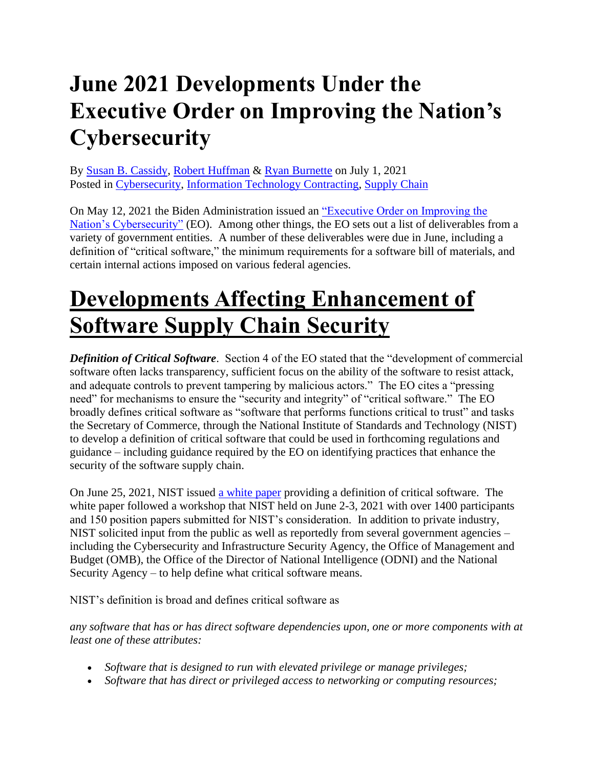# June 2021 Developments Under the Executive Order on Improving the Nation's Cybersecurity

By [Susan B. Cassidy](), [Robert Huffman]() & [Ryan Burnette]() on July 1, 2021
Posted in [Cybersecurity](), [Information Technology Contracting](), [Supply Chain]()

On May 12, 2021 the Biden Administration issued an ["Executive Order on Improving the Nation's Cybersecurity"]() (EO). Among other things, the EO sets out a list of deliverables from a variety of government entities. A number of these deliverables were due in June, including a definition of "critical software," the minimum requirements for a software bill of materials, and certain internal actions imposed on various federal agencies.

# Developments Affecting Enhancement of Software Supply Chain Security

***Definition of Critical Software***. Section 4 of the EO stated that the "development of commercial software often lacks transparency, sufficient focus on the ability of the software to resist attack, and adequate controls to prevent tampering by malicious actors." The EO cites a "pressing need" for mechanisms to ensure the "security and integrity" of "critical software." The EO broadly defines critical software as "software that performs functions critical to trust" and tasks the Secretary of Commerce, through the National Institute of Standards and Technology (NIST) to develop a definition of critical software that could be used in forthcoming regulations and guidance – including guidance required by the EO on identifying practices that enhance the security of the software supply chain.

On June 25, 2021, NIST issued [a white paper]() providing a definition of critical software. The white paper followed a workshop that NIST held on June 2-3, 2021 with over 1400 participants and 150 position papers submitted for NIST's consideration. In addition to private industry, NIST solicited input from the public as well as reportedly from several government agencies – including the Cybersecurity and Infrastructure Security Agency, the Office of Management and Budget (OMB), the Office of the Director of National Intelligence (ODNI) and the National Security Agency – to help define what critical software means.

NIST's definition is broad and defines critical software as

*any software that has or has direct software dependencies upon, one or more components with at least one of these attributes:*

- *Software that is designed to run with elevated privilege or manage privileges;*
- *Software that has direct or privileged access to networking or computing resources;*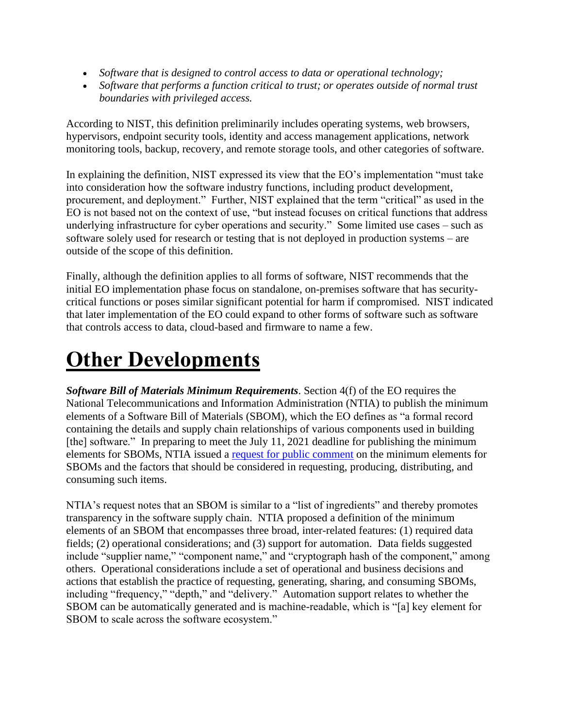- *Software that is designed to control access to data or operational technology;*
- *Software that performs a function critical to trust; or operates outside of normal trust boundaries with privileged access.*

According to NIST, this definition preliminarily includes operating systems, web browsers, hypervisors, endpoint security tools, identity and access management applications, network monitoring tools, backup, recovery, and remote storage tools, and other categories of software.

In explaining the definition, NIST expressed its view that the EO's implementation "must take into consideration how the software industry functions, including product development, procurement, and deployment." Further, NIST explained that the term "critical" as used in the EO is not based not on the context of use, "but instead focuses on critical functions that address underlying infrastructure for cyber operations and security." Some limited use cases – such as software solely used for research or testing that is not deployed in production systems – are outside of the scope of this definition.

Finally, although the definition applies to all forms of software, NIST recommends that the initial EO implementation phase focus on standalone, on-premises software that has security-critical functions or poses similar significant potential for harm if compromised. NIST indicated that later implementation of the EO could expand to other forms of software such as software that controls access to data, cloud-based and firmware to name a few.

# Other Developments

***Software Bill of Materials Minimum Requirements***. Section 4(f) of the EO requires the National Telecommunications and Information Administration (NTIA) to publish the minimum elements of a Software Bill of Materials (SBOM), which the EO defines as "a formal record containing the details and supply chain relationships of various components used in building [the] software." In preparing to meet the July 11, 2021 deadline for publishing the minimum elements for SBOMs, NTIA issued a request for public comment on the minimum elements for SBOMs and the factors that should be considered in requesting, producing, distributing, and consuming such items.

NTIA's request notes that an SBOM is similar to a "list of ingredients" and thereby promotes transparency in the software supply chain. NTIA proposed a definition of the minimum elements of an SBOM that encompasses three broad, inter-related features: (1) required data fields; (2) operational considerations; and (3) support for automation. Data fields suggested include "supplier name," "component name," and "cryptograph hash of the component," among others. Operational considerations include a set of operational and business decisions and actions that establish the practice of requesting, generating, sharing, and consuming SBOMs, including "frequency," "depth," and "delivery." Automation support relates to whether the SBOM can be automatically generated and is machine-readable, which is "[a] key element for SBOM to scale across the software ecosystem."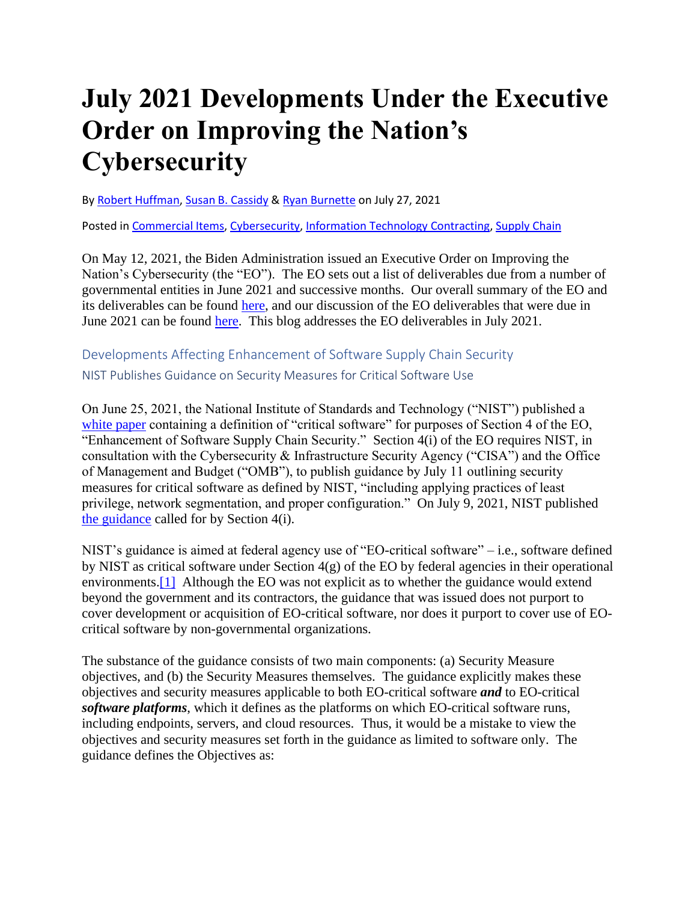# July 2021 Developments Under the Executive Order on Improving the Nation's Cybersecurity

By Robert Huffman, Susan B. Cassidy & Ryan Burnette on July 27, 2021

Posted in Commercial Items, Cybersecurity, Information Technology Contracting, Supply Chain

On May 12, 2021, the Biden Administration issued an Executive Order on Improving the Nation's Cybersecurity (the "EO"). The EO sets out a list of deliverables due from a number of governmental entities in June 2021 and successive months. Our overall summary of the EO and its deliverables can be found here, and our discussion of the EO deliverables that were due in June 2021 can be found here. This blog addresses the EO deliverables in July 2021.

## Developments Affecting Enhancement of Software Supply Chain Security

### NIST Publishes Guidance on Security Measures for Critical Software Use

On June 25, 2021, the National Institute of Standards and Technology ("NIST") published a white paper containing a definition of "critical software" for purposes of Section 4 of the EO, "Enhancement of Software Supply Chain Security." Section 4(i) of the EO requires NIST, in consultation with the Cybersecurity & Infrastructure Security Agency ("CISA") and the Office of Management and Budget ("OMB"), to publish guidance by July 11 outlining security measures for critical software as defined by NIST, "including applying practices of least privilege, network segmentation, and proper configuration." On July 9, 2021, NIST published the guidance called for by Section 4(i).

NIST's guidance is aimed at federal agency use of "EO-critical software" – i.e., software defined by NIST as critical software under Section 4(g) of the EO by federal agencies in their operational environments.[1] Although the EO was not explicit as to whether the guidance would extend beyond the government and its contractors, the guidance that was issued does not purport to cover development or acquisition of EO-critical software, nor does it purport to cover use of EO-critical software by non-governmental organizations.

The substance of the guidance consists of two main components: (a) Security Measure objectives, and (b) the Security Measures themselves. The guidance explicitly makes these objectives and security measures applicable to both EO-critical software ***and*** to EO-critical ***software platforms***, which it defines as the platforms on which EO-critical software runs, including endpoints, servers, and cloud resources. Thus, it would be a mistake to view the objectives and security measures set forth in the guidance as limited to software only. The guidance defines the Objectives as: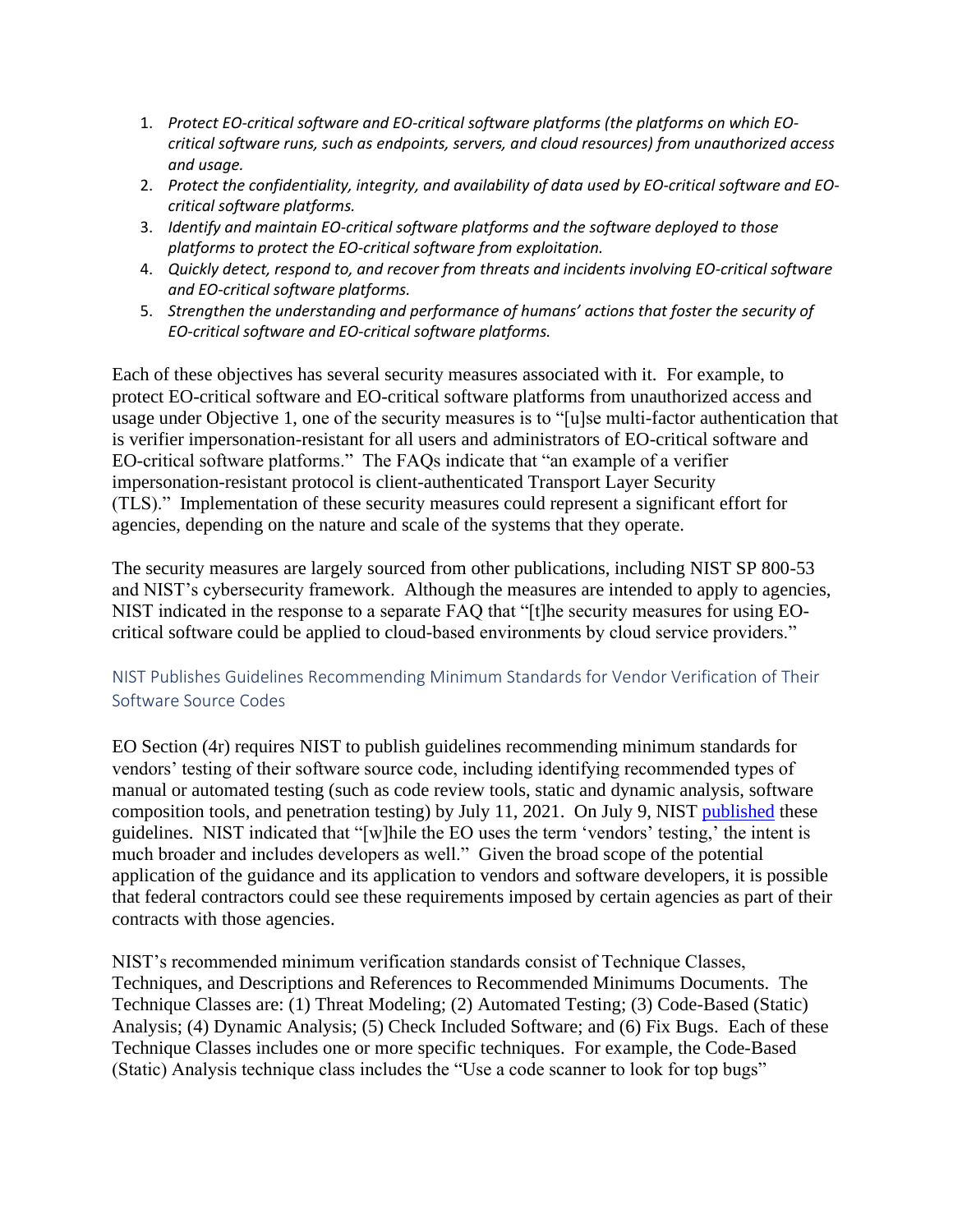1. *Protect EO-critical software and EO-critical software platforms (the platforms on which EO-critical software runs, such as endpoints, servers, and cloud resources) from unauthorized access and usage.*
2. *Protect the confidentiality, integrity, and availability of data used by EO-critical software and EO-critical software platforms.*
3. *Identify and maintain EO-critical software platforms and the software deployed to those platforms to protect the EO-critical software from exploitation.*
4. *Quickly detect, respond to, and recover from threats and incidents involving EO-critical software and EO-critical software platforms.*
5. *Strengthen the understanding and performance of humans' actions that foster the security of EO-critical software and EO-critical software platforms.*

Each of these objectives has several security measures associated with it. For example, to protect EO-critical software and EO-critical software platforms from unauthorized access and usage under Objective 1, one of the security measures is to "[u]se multi-factor authentication that is verifier impersonation-resistant for all users and administrators of EO-critical software and EO-critical software platforms." The FAQs indicate that "an example of a verifier impersonation-resistant protocol is client-authenticated Transport Layer Security (TLS)." Implementation of these security measures could represent a significant effort for agencies, depending on the nature and scale of the systems that they operate.

The security measures are largely sourced from other publications, including NIST SP 800-53 and NIST's cybersecurity framework. Although the measures are intended to apply to agencies, NIST indicated in the response to a separate FAQ that "[t]he security measures for using EO-critical software could be applied to cloud-based environments by cloud service providers."

## NIST Publishes Guidelines Recommending Minimum Standards for Vendor Verification of Their Software Source Codes

EO Section (4r) requires NIST to publish guidelines recommending minimum standards for vendors' testing of their software source code, including identifying recommended types of manual or automated testing (such as code review tools, static and dynamic analysis, software composition tools, and penetration testing) by July 11, 2021. On July 9, NIST published these guidelines. NIST indicated that "[w]hile the EO uses the term 'vendors' testing,' the intent is much broader and includes developers as well." Given the broad scope of the potential application of the guidance and its application to vendors and software developers, it is possible that federal contractors could see these requirements imposed by certain agencies as part of their contracts with those agencies.

NIST's recommended minimum verification standards consist of Technique Classes, Techniques, and Descriptions and References to Recommended Minimums Documents. The Technique Classes are: (1) Threat Modeling; (2) Automated Testing; (3) Code-Based (Static) Analysis; (4) Dynamic Analysis; (5) Check Included Software; and (6) Fix Bugs. Each of these Technique Classes includes one or more specific techniques. For example, the Code-Based (Static) Analysis technique class includes the "Use a code scanner to look for top bugs"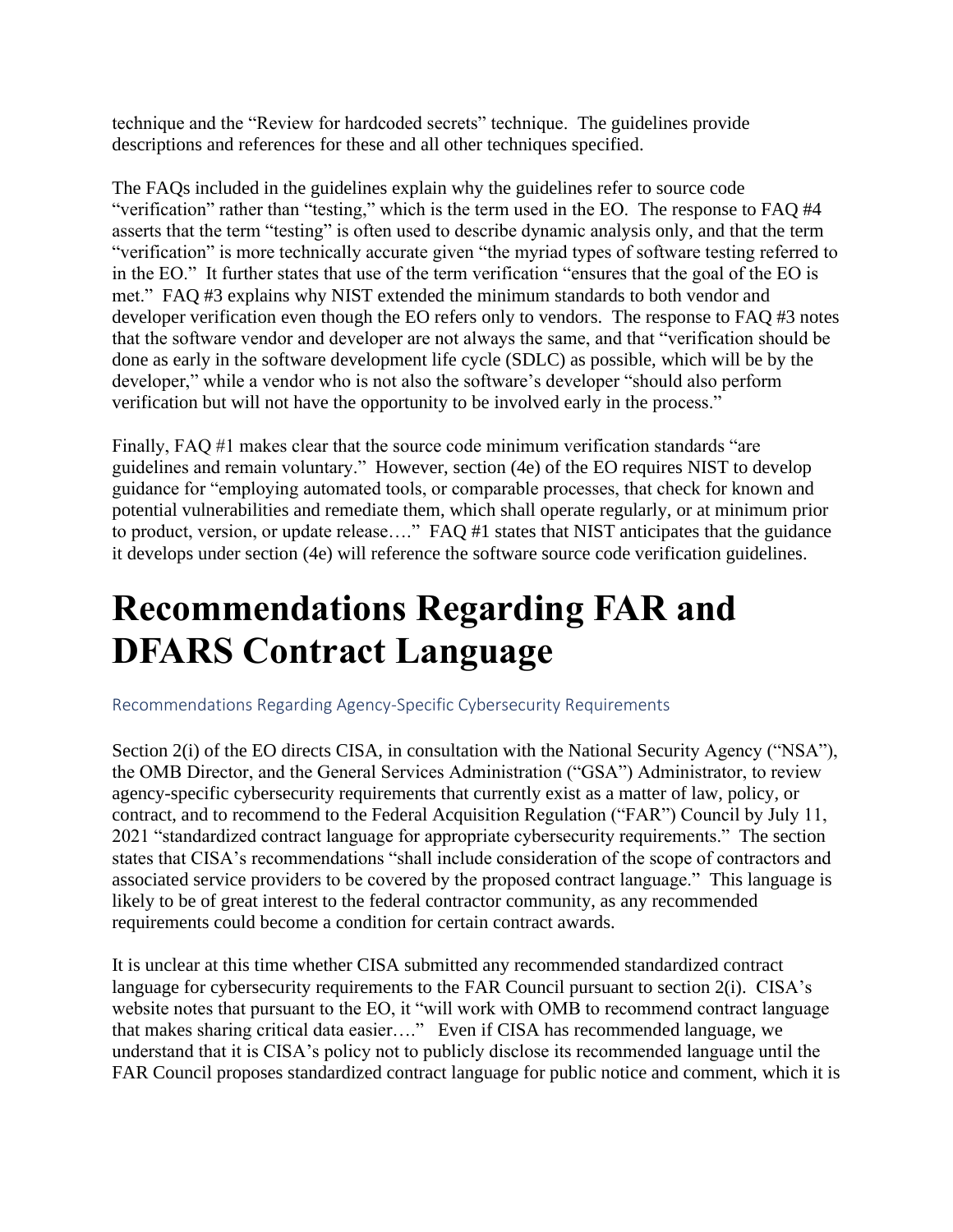technique and the "Review for hardcoded secrets" technique. The guidelines provide descriptions and references for these and all other techniques specified.

The FAQs included in the guidelines explain why the guidelines refer to source code "verification" rather than "testing," which is the term used in the EO. The response to FAQ #4 asserts that the term "testing" is often used to describe dynamic analysis only, and that the term "verification" is more technically accurate given "the myriad types of software testing referred to in the EO." It further states that use of the term verification "ensures that the goal of the EO is met." FAQ #3 explains why NIST extended the minimum standards to both vendor and developer verification even though the EO refers only to vendors. The response to FAQ #3 notes that the software vendor and developer are not always the same, and that "verification should be done as early in the software development life cycle (SDLC) as possible, which will be by the developer," while a vendor who is not also the software's developer "should also perform verification but will not have the opportunity to be involved early in the process."

Finally, FAQ #1 makes clear that the source code minimum verification standards "are guidelines and remain voluntary." However, section (4e) of the EO requires NIST to develop guidance for "employing automated tools, or comparable processes, that check for known and potential vulnerabilities and remediate them, which shall operate regularly, or at minimum prior to product, version, or update release…." FAQ #1 states that NIST anticipates that the guidance it develops under section (4e) will reference the software source code verification guidelines.

# Recommendations Regarding FAR and DFARS Contract Language

## Recommendations Regarding Agency-Specific Cybersecurity Requirements

Section 2(i) of the EO directs CISA, in consultation with the National Security Agency ("NSA"), the OMB Director, and the General Services Administration ("GSA") Administrator, to review agency-specific cybersecurity requirements that currently exist as a matter of law, policy, or contract, and to recommend to the Federal Acquisition Regulation ("FAR") Council by July 11, 2021 "standardized contract language for appropriate cybersecurity requirements." The section states that CISA's recommendations "shall include consideration of the scope of contractors and associated service providers to be covered by the proposed contract language." This language is likely to be of great interest to the federal contractor community, as any recommended requirements could become a condition for certain contract awards.

It is unclear at this time whether CISA submitted any recommended standardized contract language for cybersecurity requirements to the FAR Council pursuant to section 2(i). CISA's website notes that pursuant to the EO, it "will work with OMB to recommend contract language that makes sharing critical data easier…." Even if CISA has recommended language, we understand that it is CISA's policy not to publicly disclose its recommended language until the FAR Council proposes standardized contract language for public notice and comment, which it is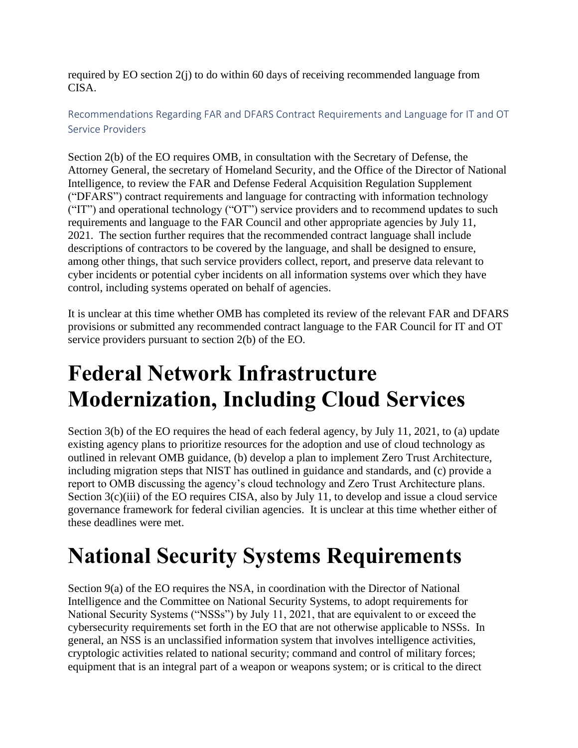required by EO section 2(j) to do within 60 days of receiving recommended language from CISA.

### Recommendations Regarding FAR and DFARS Contract Requirements and Language for IT and OT Service Providers

Section 2(b) of the EO requires OMB, in consultation with the Secretary of Defense, the Attorney General, the secretary of Homeland Security, and the Office of the Director of National Intelligence, to review the FAR and Defense Federal Acquisition Regulation Supplement ("DFARS") contract requirements and language for contracting with information technology ("IT") and operational technology ("OT") service providers and to recommend updates to such requirements and language to the FAR Council and other appropriate agencies by July 11, 2021. The section further requires that the recommended contract language shall include descriptions of contractors to be covered by the language, and shall be designed to ensure, among other things, that such service providers collect, report, and preserve data relevant to cyber incidents or potential cyber incidents on all information systems over which they have control, including systems operated on behalf of agencies.

It is unclear at this time whether OMB has completed its review of the relevant FAR and DFARS provisions or submitted any recommended contract language to the FAR Council for IT and OT service providers pursuant to section 2(b) of the EO.

# Federal Network Infrastructure Modernization, Including Cloud Services

Section 3(b) of the EO requires the head of each federal agency, by July 11, 2021, to (a) update existing agency plans to prioritize resources for the adoption and use of cloud technology as outlined in relevant OMB guidance, (b) develop a plan to implement Zero Trust Architecture, including migration steps that NIST has outlined in guidance and standards, and (c) provide a report to OMB discussing the agency's cloud technology and Zero Trust Architecture plans. Section 3(c)(iii) of the EO requires CISA, also by July 11, to develop and issue a cloud service governance framework for federal civilian agencies. It is unclear at this time whether either of these deadlines were met.

# National Security Systems Requirements

Section 9(a) of the EO requires the NSA, in coordination with the Director of National Intelligence and the Committee on National Security Systems, to adopt requirements for National Security Systems ("NSSs") by July 11, 2021, that are equivalent to or exceed the cybersecurity requirements set forth in the EO that are not otherwise applicable to NSSs. In general, an NSS is an unclassified information system that involves intelligence activities, cryptologic activities related to national security; command and control of military forces; equipment that is an integral part of a weapon or weapons system; or is critical to the direct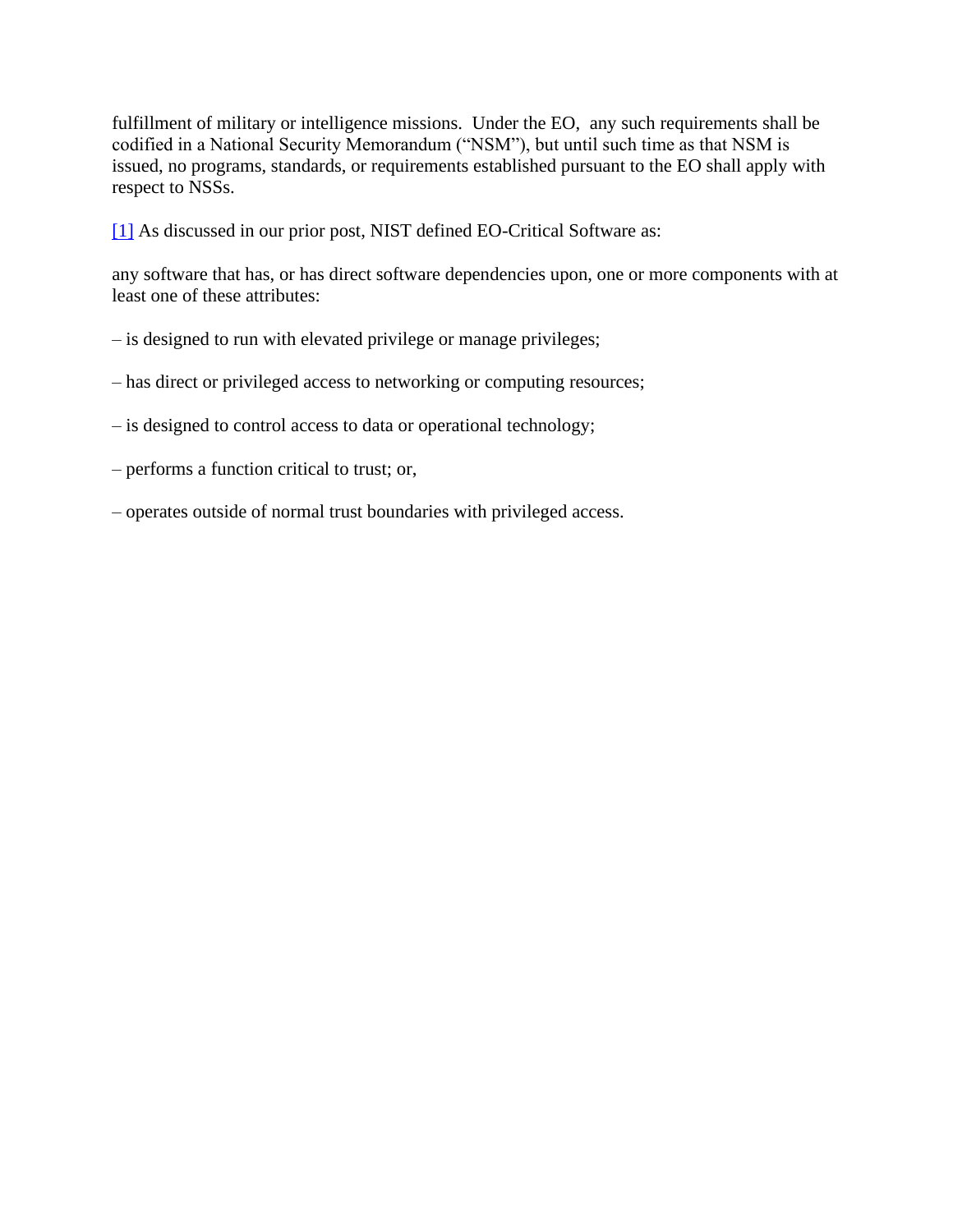fulfillment of military or intelligence missions.  Under the EO,  any such requirements shall be codified in a National Security Memorandum ("NSM"), but until such time as that NSM is issued, no programs, standards, or requirements established pursuant to the EO shall apply with respect to NSSs.

[1] As discussed in our prior post, NIST defined EO-Critical Software as:

any software that has, or has direct software dependencies upon, one or more components with at least one of these attributes:

– is designed to run with elevated privilege or manage privileges;

– has direct or privileged access to networking or computing resources;

– is designed to control access to data or operational technology;

– performs a function critical to trust; or,

– operates outside of normal trust boundaries with privileged access.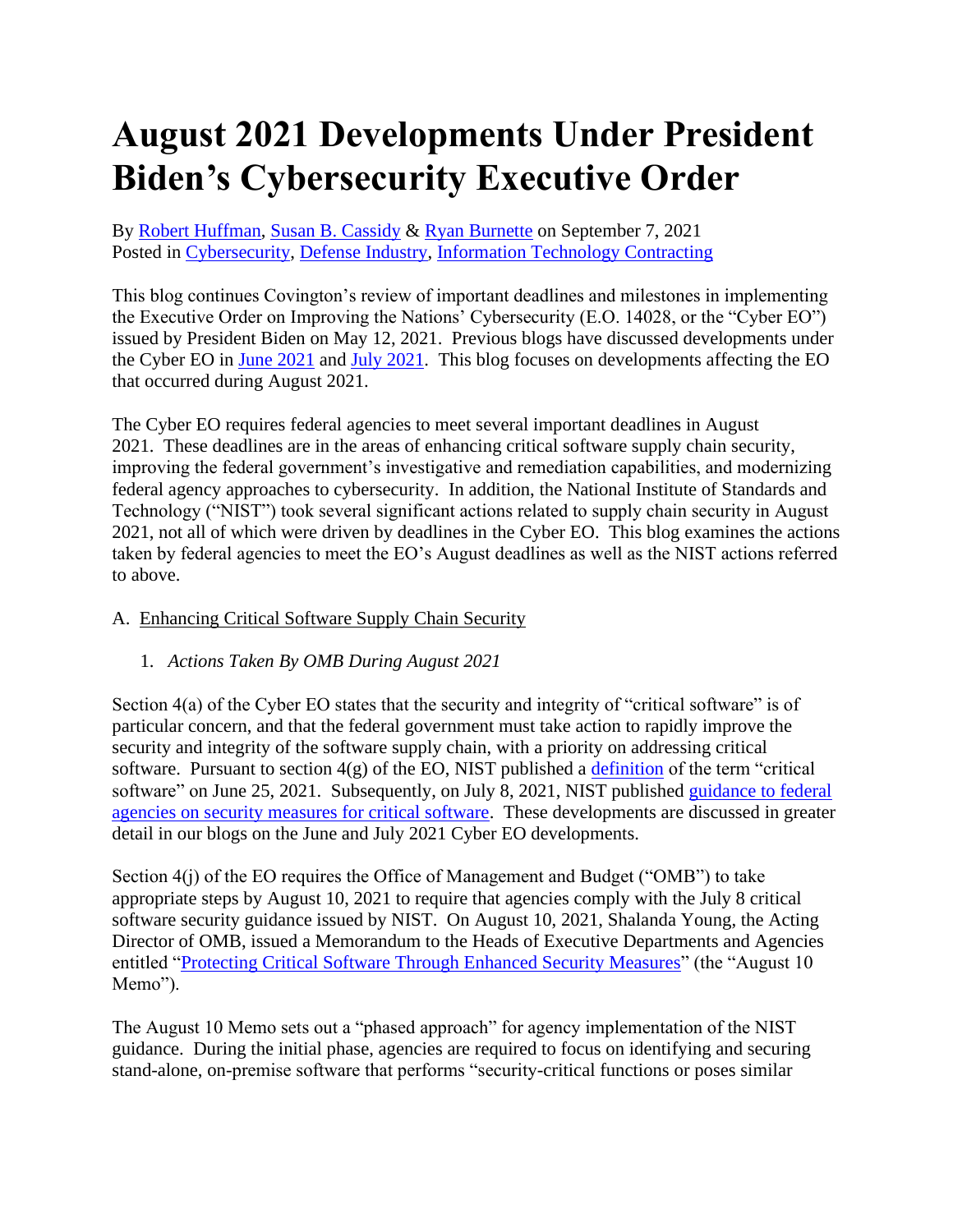# August 2021 Developments Under President Biden's Cybersecurity Executive Order

By [Robert Huffman](), [Susan B. Cassidy]() & [Ryan Burnette]() on September 7, 2021
Posted in [Cybersecurity](), [Defense Industry](), [Information Technology Contracting]()

This blog continues Covington's review of important deadlines and milestones in implementing the Executive Order on Improving the Nations' Cybersecurity (E.O. 14028, or the "Cyber EO") issued by President Biden on May 12, 2021. Previous blogs have discussed developments under the Cyber EO in [June 2021]() and [July 2021](). This blog focuses on developments affecting the EO that occurred during August 2021.

The Cyber EO requires federal agencies to meet several important deadlines in August 2021. These deadlines are in the areas of enhancing critical software supply chain security, improving the federal government's investigative and remediation capabilities, and modernizing federal agency approaches to cybersecurity. In addition, the National Institute of Standards and Technology ("NIST") took several significant actions related to supply chain security in August 2021, not all of which were driven by deadlines in the Cyber EO. This blog examines the actions taken by federal agencies to meet the EO's August deadlines as well as the NIST actions referred to above.

A. Enhancing Critical Software Supply Chain Security

1. *Actions Taken By OMB During August 2021*

Section 4(a) of the Cyber EO states that the security and integrity of "critical software" is of particular concern, and that the federal government must take action to rapidly improve the security and integrity of the software supply chain, with a priority on addressing critical software. Pursuant to section 4(g) of the EO, NIST published a [definition]() of the term "critical software" on June 25, 2021. Subsequently, on July 8, 2021, NIST published [guidance to federal agencies on security measures for critical software](). These developments are discussed in greater detail in our blogs on the June and July 2021 Cyber EO developments.

Section 4(j) of the EO requires the Office of Management and Budget ("OMB") to take appropriate steps by August 10, 2021 to require that agencies comply with the July 8 critical software security guidance issued by NIST. On August 10, 2021, Shalanda Young, the Acting Director of OMB, issued a Memorandum to the Heads of Executive Departments and Agencies entitled "[Protecting Critical Software Through Enhanced Security Measures]()" (the "August 10 Memo").

The August 10 Memo sets out a "phased approach" for agency implementation of the NIST guidance. During the initial phase, agencies are required to focus on identifying and securing stand-alone, on-premise software that performs "security-critical functions or poses similar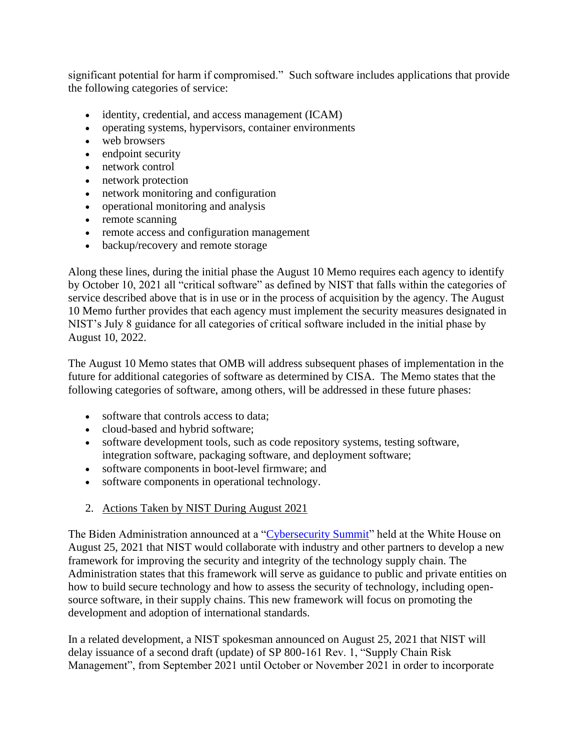significant potential for harm if compromised." Such software includes applications that provide the following categories of service:

- identity, credential, and access management (ICAM)
- operating systems, hypervisors, container environments
- web browsers
- endpoint security
- network control
- network protection
- network monitoring and configuration
- operational monitoring and analysis
- remote scanning
- remote access and configuration management
- backup/recovery and remote storage

Along these lines, during the initial phase the August 10 Memo requires each agency to identify by October 10, 2021 all "critical software" as defined by NIST that falls within the categories of service described above that is in use or in the process of acquisition by the agency. The August 10 Memo further provides that each agency must implement the security measures designated in NIST's July 8 guidance for all categories of critical software included in the initial phase by August 10, 2022.

The August 10 Memo states that OMB will address subsequent phases of implementation in the future for additional categories of software as determined by CISA. The Memo states that the following categories of software, among others, will be addressed in these future phases:

- software that controls access to data;
- cloud-based and hybrid software;
- software development tools, such as code repository systems, testing software, integration software, packaging software, and deployment software;
- software components in boot-level firmware; and
- software components in operational technology.

2. <u>Actions Taken by NIST During August 2021</u>

The Biden Administration announced at a "Cybersecurity Summit" held at the White House on August 25, 2021 that NIST would collaborate with industry and other partners to develop a new framework for improving the security and integrity of the technology supply chain. The Administration states that this framework will serve as guidance to public and private entities on how to build secure technology and how to assess the security of technology, including open-source software, in their supply chains. This new framework will focus on promoting the development and adoption of international standards.

In a related development, a NIST spokesman announced on August 25, 2021 that NIST will delay issuance of a second draft (update) of SP 800-161 Rev. 1, "Supply Chain Risk Management", from September 2021 until October or November 2021 in order to incorporate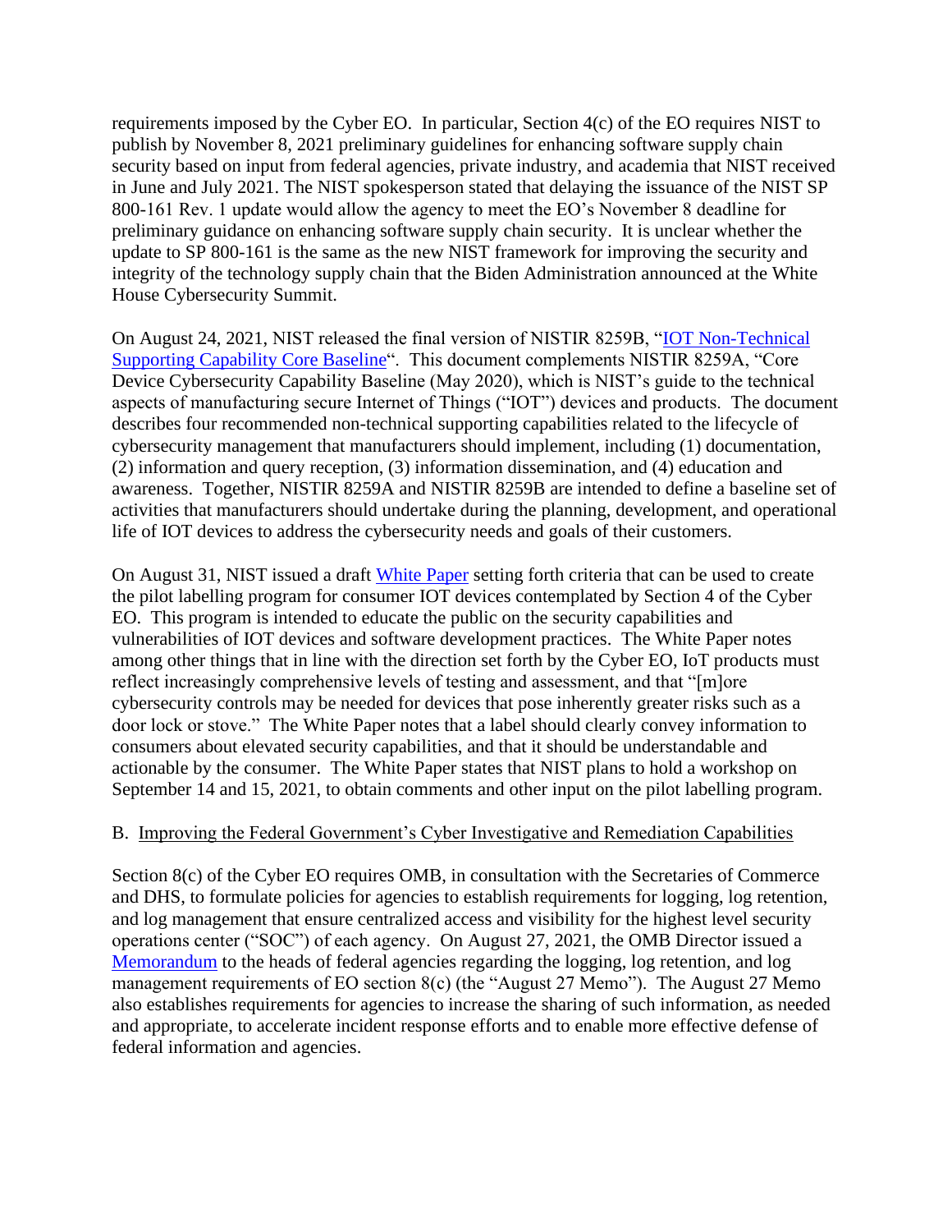requirements imposed by the Cyber EO. In particular, Section 4(c) of the EO requires NIST to publish by November 8, 2021 preliminary guidelines for enhancing software supply chain security based on input from federal agencies, private industry, and academia that NIST received in June and July 2021. The NIST spokesperson stated that delaying the issuance of the NIST SP 800-161 Rev. 1 update would allow the agency to meet the EO's November 8 deadline for preliminary guidance on enhancing software supply chain security. It is unclear whether the update to SP 800-161 is the same as the new NIST framework for improving the security and integrity of the technology supply chain that the Biden Administration announced at the White House Cybersecurity Summit.

On August 24, 2021, NIST released the final version of NISTIR 8259B, "IOT Non-Technical Supporting Capability Core Baseline". This document complements NISTIR 8259A, "Core Device Cybersecurity Capability Baseline (May 2020), which is NIST's guide to the technical aspects of manufacturing secure Internet of Things ("IOT") devices and products. The document describes four recommended non-technical supporting capabilities related to the lifecycle of cybersecurity management that manufacturers should implement, including (1) documentation, (2) information and query reception, (3) information dissemination, and (4) education and awareness. Together, NISTIR 8259A and NISTIR 8259B are intended to define a baseline set of activities that manufacturers should undertake during the planning, development, and operational life of IOT devices to address the cybersecurity needs and goals of their customers.

On August 31, NIST issued a draft White Paper setting forth criteria that can be used to create the pilot labelling program for consumer IOT devices contemplated by Section 4 of the Cyber EO. This program is intended to educate the public on the security capabilities and vulnerabilities of IOT devices and software development practices. The White Paper notes among other things that in line with the direction set forth by the Cyber EO, IoT products must reflect increasingly comprehensive levels of testing and assessment, and that "[m]ore cybersecurity controls may be needed for devices that pose inherently greater risks such as a door lock or stove." The White Paper notes that a label should clearly convey information to consumers about elevated security capabilities, and that it should be understandable and actionable by the consumer. The White Paper states that NIST plans to hold a workshop on September 14 and 15, 2021, to obtain comments and other input on the pilot labelling program.

B. Improving the Federal Government's Cyber Investigative and Remediation Capabilities

Section 8(c) of the Cyber EO requires OMB, in consultation with the Secretaries of Commerce and DHS, to formulate policies for agencies to establish requirements for logging, log retention, and log management that ensure centralized access and visibility for the highest level security operations center ("SOC") of each agency. On August 27, 2021, the OMB Director issued a Memorandum to the heads of federal agencies regarding the logging, log retention, and log management requirements of EO section 8(c) (the "August 27 Memo"). The August 27 Memo also establishes requirements for agencies to increase the sharing of such information, as needed and appropriate, to accelerate incident response efforts and to enable more effective defense of federal information and agencies.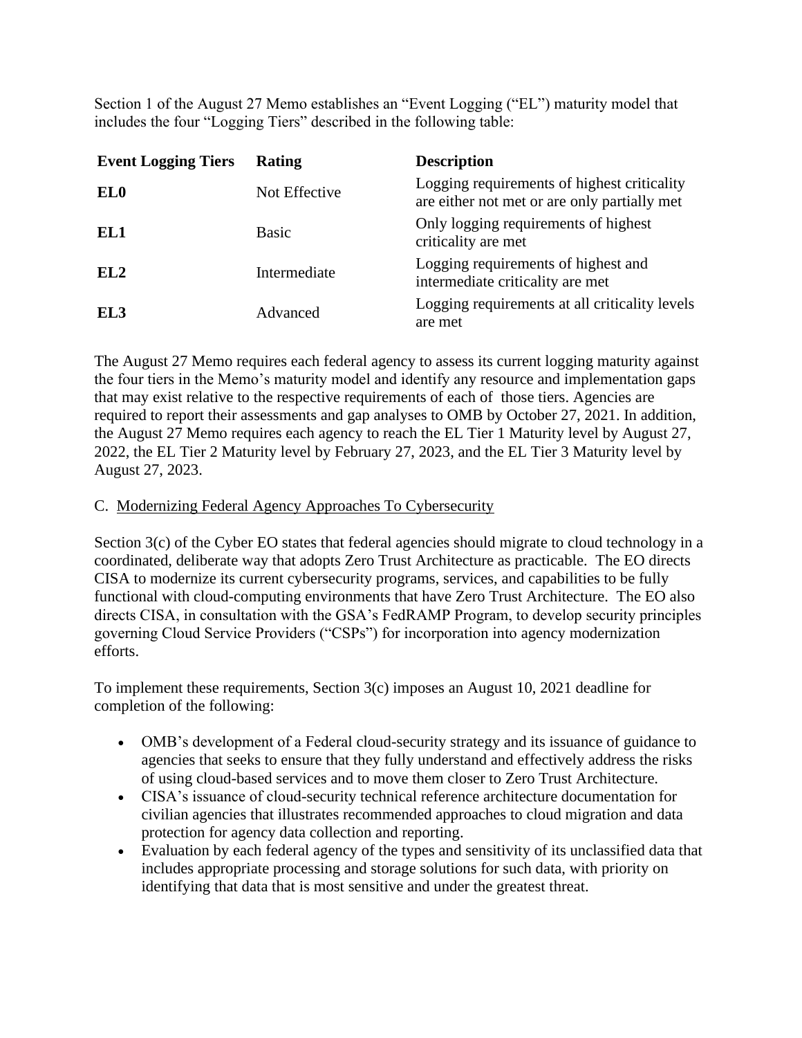Section 1 of the August 27 Memo establishes an "Event Logging ("EL") maturity model that includes the four "Logging Tiers" described in the following table:

| Event Logging Tiers | Rating | Description |
| --- | --- | --- |
| **EL0** | Not Effective | Logging requirements of highest criticality are either not met or are only partially met |
| **EL1** | Basic | Only logging requirements of highest criticality are met |
| **EL2** | Intermediate | Logging requirements of highest and intermediate criticality are met |
| **EL3** | Advanced | Logging requirements at all criticality levels are met |

The August 27 Memo requires each federal agency to assess its current logging maturity against the four tiers in the Memo's maturity model and identify any resource and implementation gaps that may exist relative to the respective requirements of each of those tiers. Agencies are required to report their assessments and gap analyses to OMB by October 27, 2021. In addition, the August 27 Memo requires each agency to reach the EL Tier 1 Maturity level by August 27, 2022, the EL Tier 2 Maturity level by February 27, 2023, and the EL Tier 3 Maturity level by August 27, 2023.

C. <u>Modernizing Federal Agency Approaches To Cybersecurity</u>

Section 3(c) of the Cyber EO states that federal agencies should migrate to cloud technology in a coordinated, deliberate way that adopts Zero Trust Architecture as practicable. The EO directs CISA to modernize its current cybersecurity programs, services, and capabilities to be fully functional with cloud-computing environments that have Zero Trust Architecture. The EO also directs CISA, in consultation with the GSA's FedRAMP Program, to develop security principles governing Cloud Service Providers ("CSPs") for incorporation into agency modernization efforts.

To implement these requirements, Section 3(c) imposes an August 10, 2021 deadline for completion of the following:

- OMB's development of a Federal cloud-security strategy and its issuance of guidance to agencies that seeks to ensure that they fully understand and effectively address the risks of using cloud-based services and to move them closer to Zero Trust Architecture.
- CISA's issuance of cloud-security technical reference architecture documentation for civilian agencies that illustrates recommended approaches to cloud migration and data protection for agency data collection and reporting.
- Evaluation by each federal agency of the types and sensitivity of its unclassified data that includes appropriate processing and storage solutions for such data, with priority on identifying that data that is most sensitive and under the greatest threat.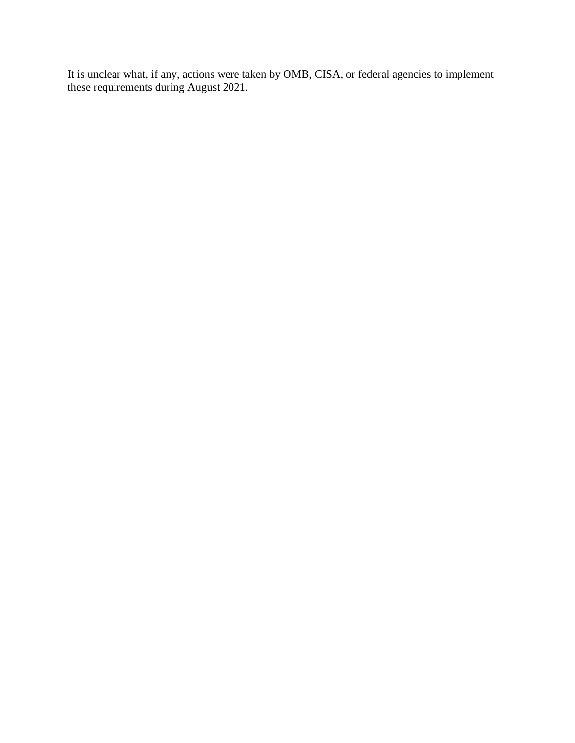It is unclear what, if any, actions were taken by OMB, CISA, or federal agencies to implement these requirements during August 2021.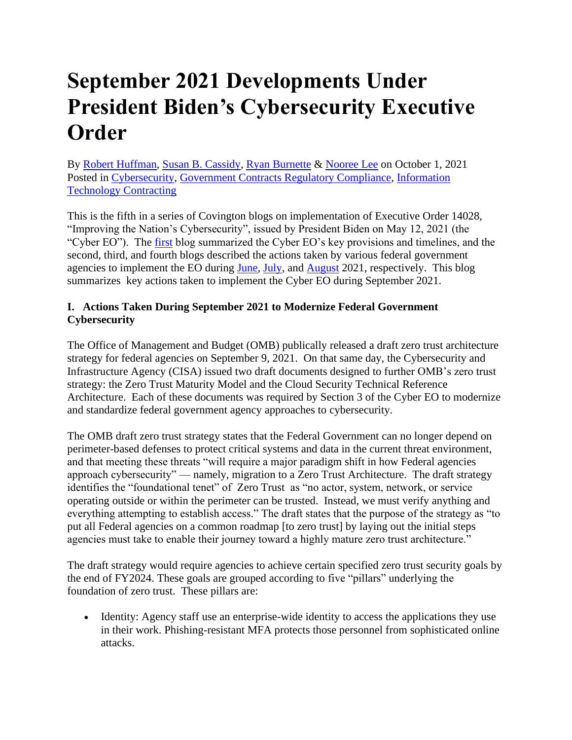# September 2021 Developments Under President Biden's Cybersecurity Executive Order

By Robert Huffman, Susan B. Cassidy, Ryan Burnette & Nooree Lee on October 1, 2021
Posted in Cybersecurity, Government Contracts Regulatory Compliance, Information Technology Contracting

This is the fifth in a series of Covington blogs on implementation of Executive Order 14028, "Improving the Nation's Cybersecurity", issued by President Biden on May 12, 2021 (the "Cyber EO"). The first blog summarized the Cyber EO's key provisions and timelines, and the second, third, and fourth blogs described the actions taken by various federal government agencies to implement the EO during June, July, and August 2021, respectively. This blog summarizes key actions taken to implement the Cyber EO during September 2021.

### I. Actions Taken During September 2021 to Modernize Federal Government Cybersecurity

The Office of Management and Budget (OMB) publically released a draft zero trust architecture strategy for federal agencies on September 9, 2021. On that same day, the Cybersecurity and Infrastructure Agency (CISA) issued two draft documents designed to further OMB's zero trust strategy: the Zero Trust Maturity Model and the Cloud Security Technical Reference Architecture. Each of these documents was required by Section 3 of the Cyber EO to modernize and standardize federal government agency approaches to cybersecurity.

The OMB draft zero trust strategy states that the Federal Government can no longer depend on perimeter-based defenses to protect critical systems and data in the current threat environment, and that meeting these threats "will require a major paradigm shift in how Federal agencies approach cybersecurity" — namely, migration to a Zero Trust Architecture. The draft strategy identifies the "foundational tenet" of Zero Trust as "no actor, system, network, or service operating outside or within the perimeter can be trusted. Instead, we must verify anything and everything attempting to establish access." The draft states that the purpose of the strategy as "to put all Federal agencies on a common roadmap [to zero trust] by laying out the initial steps agencies must take to enable their journey toward a highly mature zero trust architecture."

The draft strategy would require agencies to achieve certain specified zero trust security goals by the end of FY2024. These goals are grouped according to five "pillars" underlying the foundation of zero trust. These pillars are:

- Identity: Agency staff use an enterprise-wide identity to access the applications they use in their work. Phishing-resistant MFA protects those personnel from sophisticated online attacks.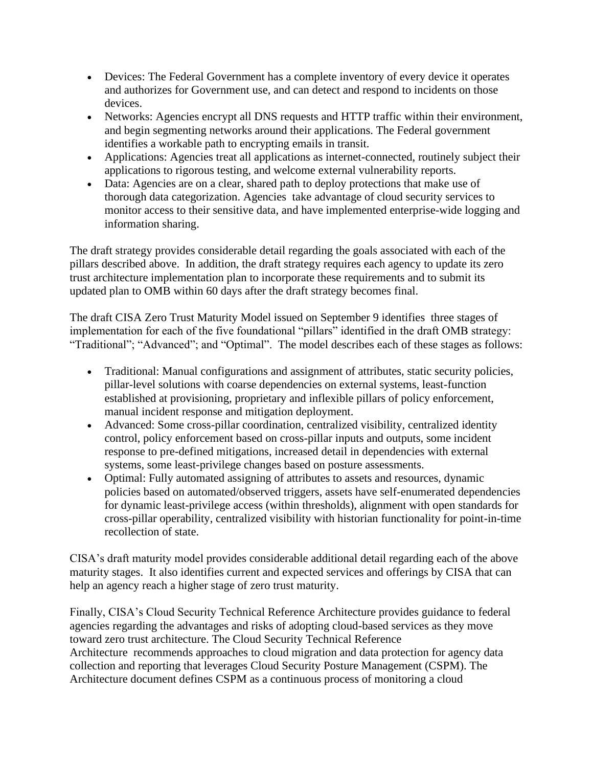- Devices: The Federal Government has a complete inventory of every device it operates and authorizes for Government use, and can detect and respond to incidents on those devices.
- Networks: Agencies encrypt all DNS requests and HTTP traffic within their environment, and begin segmenting networks around their applications. The Federal government identifies a workable path to encrypting emails in transit.
- Applications: Agencies treat all applications as internet-connected, routinely subject their applications to rigorous testing, and welcome external vulnerability reports.
- Data: Agencies are on a clear, shared path to deploy protections that make use of thorough data categorization. Agencies take advantage of cloud security services to monitor access to their sensitive data, and have implemented enterprise-wide logging and information sharing.

The draft strategy provides considerable detail regarding the goals associated with each of the pillars described above. In addition, the draft strategy requires each agency to update its zero trust architecture implementation plan to incorporate these requirements and to submit its updated plan to OMB within 60 days after the draft strategy becomes final.

The draft CISA Zero Trust Maturity Model issued on September 9 identifies three stages of implementation for each of the five foundational "pillars" identified in the draft OMB strategy: "Traditional"; "Advanced"; and "Optimal". The model describes each of these stages as follows:

- Traditional: Manual configurations and assignment of attributes, static security policies, pillar-level solutions with coarse dependencies on external systems, least-function established at provisioning, proprietary and inflexible pillars of policy enforcement, manual incident response and mitigation deployment.
- Advanced: Some cross-pillar coordination, centralized visibility, centralized identity control, policy enforcement based on cross-pillar inputs and outputs, some incident response to pre-defined mitigations, increased detail in dependencies with external systems, some least-privilege changes based on posture assessments.
- Optimal: Fully automated assigning of attributes to assets and resources, dynamic policies based on automated/observed triggers, assets have self-enumerated dependencies for dynamic least-privilege access (within thresholds), alignment with open standards for cross-pillar operability, centralized visibility with historian functionality for point-in-time recollection of state.

CISA's draft maturity model provides considerable additional detail regarding each of the above maturity stages. It also identifies current and expected services and offerings by CISA that can help an agency reach a higher stage of zero trust maturity.

Finally, CISA's Cloud Security Technical Reference Architecture provides guidance to federal agencies regarding the advantages and risks of adopting cloud-based services as they move toward zero trust architecture. The Cloud Security Technical Reference Architecture recommends approaches to cloud migration and data protection for agency data collection and reporting that leverages Cloud Security Posture Management (CSPM). The Architecture document defines CSPM as a continuous process of monitoring a cloud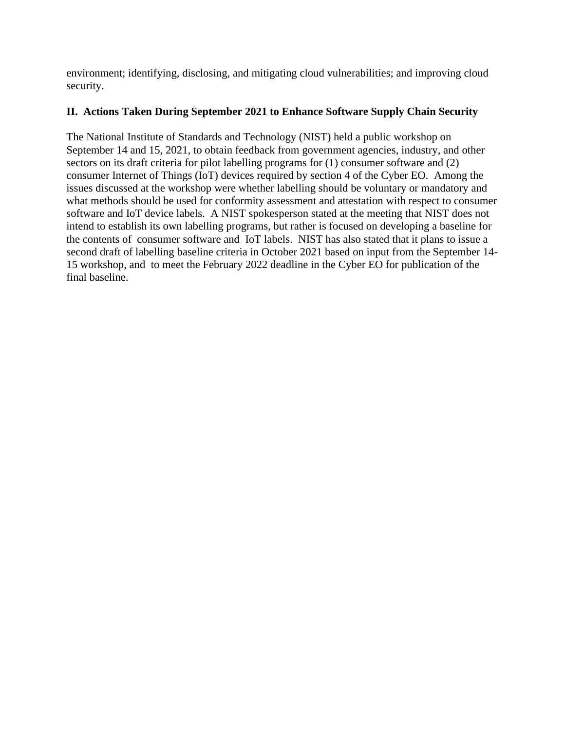environment; identifying, disclosing, and mitigating cloud vulnerabilities; and improving cloud security.

## II. Actions Taken During September 2021 to Enhance Software Supply Chain Security

The National Institute of Standards and Technology (NIST) held a public workshop on September 14 and 15, 2021, to obtain feedback from government agencies, industry, and other sectors on its draft criteria for pilot labelling programs for (1) consumer software and (2) consumer Internet of Things (IoT) devices required by section 4 of the Cyber EO. Among the issues discussed at the workshop were whether labelling should be voluntary or mandatory and what methods should be used for conformity assessment and attestation with respect to consumer software and IoT device labels. A NIST spokesperson stated at the meeting that NIST does not intend to establish its own labelling programs, but rather is focused on developing a baseline for the contents of consumer software and IoT labels. NIST has also stated that it plans to issue a second draft of labelling baseline criteria in October 2021 based on input from the September 14-15 workshop, and to meet the February 2022 deadline in the Cyber EO for publication of the final baseline.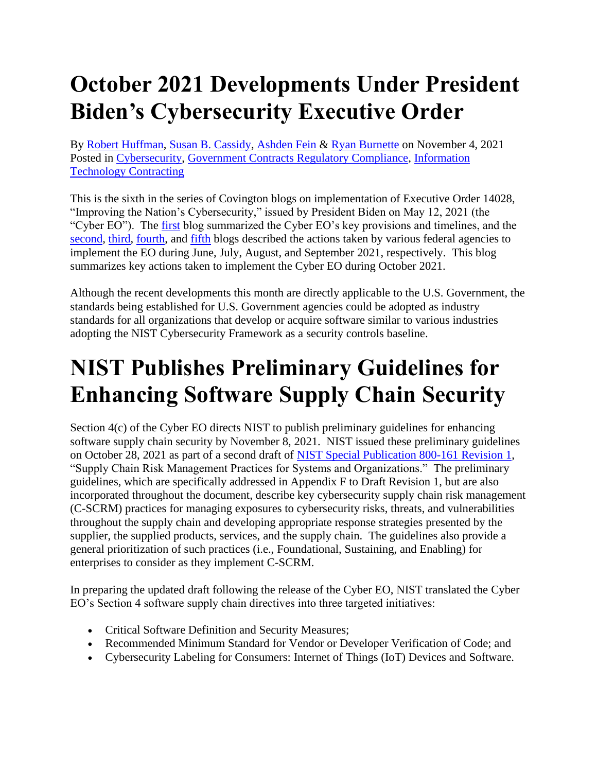# October 2021 Developments Under President Biden's Cybersecurity Executive Order

By Robert Huffman, Susan B. Cassidy, Ashden Fein & Ryan Burnette on November 4, 2021
Posted in Cybersecurity, Government Contracts Regulatory Compliance, Information Technology Contracting

This is the sixth in the series of Covington blogs on implementation of Executive Order 14028, "Improving the Nation's Cybersecurity," issued by President Biden on May 12, 2021 (the "Cyber EO"). The first blog summarized the Cyber EO's key provisions and timelines, and the second, third, fourth, and fifth blogs described the actions taken by various federal agencies to implement the EO during June, July, August, and September 2021, respectively. This blog summarizes key actions taken to implement the Cyber EO during October 2021.

Although the recent developments this month are directly applicable to the U.S. Government, the standards being established for U.S. Government agencies could be adopted as industry standards for all organizations that develop or acquire software similar to various industries adopting the NIST Cybersecurity Framework as a security controls baseline.

# NIST Publishes Preliminary Guidelines for Enhancing Software Supply Chain Security

Section 4(c) of the Cyber EO directs NIST to publish preliminary guidelines for enhancing software supply chain security by November 8, 2021. NIST issued these preliminary guidelines on October 28, 2021 as part of a second draft of NIST Special Publication 800-161 Revision 1, "Supply Chain Risk Management Practices for Systems and Organizations." The preliminary guidelines, which are specifically addressed in Appendix F to Draft Revision 1, but are also incorporated throughout the document, describe key cybersecurity supply chain risk management (C-SCRM) practices for managing exposures to cybersecurity risks, threats, and vulnerabilities throughout the supply chain and developing appropriate response strategies presented by the supplier, the supplied products, services, and the supply chain. The guidelines also provide a general prioritization of such practices (i.e., Foundational, Sustaining, and Enabling) for enterprises to consider as they implement C-SCRM.

In preparing the updated draft following the release of the Cyber EO, NIST translated the Cyber EO's Section 4 software supply chain directives into three targeted initiatives:

- Critical Software Definition and Security Measures;
- Recommended Minimum Standard for Vendor or Developer Verification of Code; and
- Cybersecurity Labeling for Consumers: Internet of Things (IoT) Devices and Software.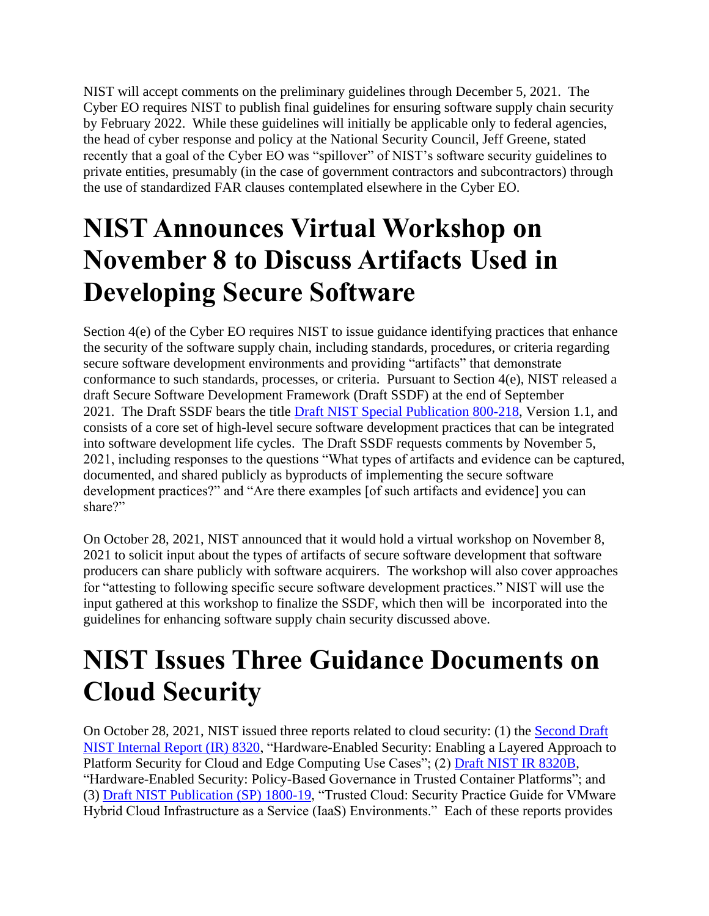NIST will accept comments on the preliminary guidelines through December 5, 2021. The Cyber EO requires NIST to publish final guidelines for ensuring software supply chain security by February 2022. While these guidelines will initially be applicable only to federal agencies, the head of cyber response and policy at the National Security Council, Jeff Greene, stated recently that a goal of the Cyber EO was "spillover" of NIST's software security guidelines to private entities, presumably (in the case of government contractors and subcontractors) through the use of standardized FAR clauses contemplated elsewhere in the Cyber EO.

# NIST Announces Virtual Workshop on November 8 to Discuss Artifacts Used in Developing Secure Software

Section 4(e) of the Cyber EO requires NIST to issue guidance identifying practices that enhance the security of the software supply chain, including standards, procedures, or criteria regarding secure software development environments and providing "artifacts" that demonstrate conformance to such standards, processes, or criteria. Pursuant to Section 4(e), NIST released a draft Secure Software Development Framework (Draft SSDF) at the end of September 2021. The Draft SSDF bears the title Draft NIST Special Publication 800-218, Version 1.1, and consists of a core set of high-level secure software development practices that can be integrated into software development life cycles. The Draft SSDF requests comments by November 5, 2021, including responses to the questions "What types of artifacts and evidence can be captured, documented, and shared publicly as byproducts of implementing the secure software development practices?" and "Are there examples [of such artifacts and evidence] you can share?"

On October 28, 2021, NIST announced that it would hold a virtual workshop on November 8, 2021 to solicit input about the types of artifacts of secure software development that software producers can share publicly with software acquirers. The workshop will also cover approaches for "attesting to following specific secure software development practices." NIST will use the input gathered at this workshop to finalize the SSDF, which then will be incorporated into the guidelines for enhancing software supply chain security discussed above.

# NIST Issues Three Guidance Documents on Cloud Security

On October 28, 2021, NIST issued three reports related to cloud security: (1) the Second Draft NIST Internal Report (IR) 8320, "Hardware-Enabled Security: Enabling a Layered Approach to Platform Security for Cloud and Edge Computing Use Cases"; (2) Draft NIST IR 8320B, "Hardware-Enabled Security: Policy-Based Governance in Trusted Container Platforms"; and (3) Draft NIST Publication (SP) 1800-19, "Trusted Cloud: Security Practice Guide for VMware Hybrid Cloud Infrastructure as a Service (IaaS) Environments." Each of these reports provides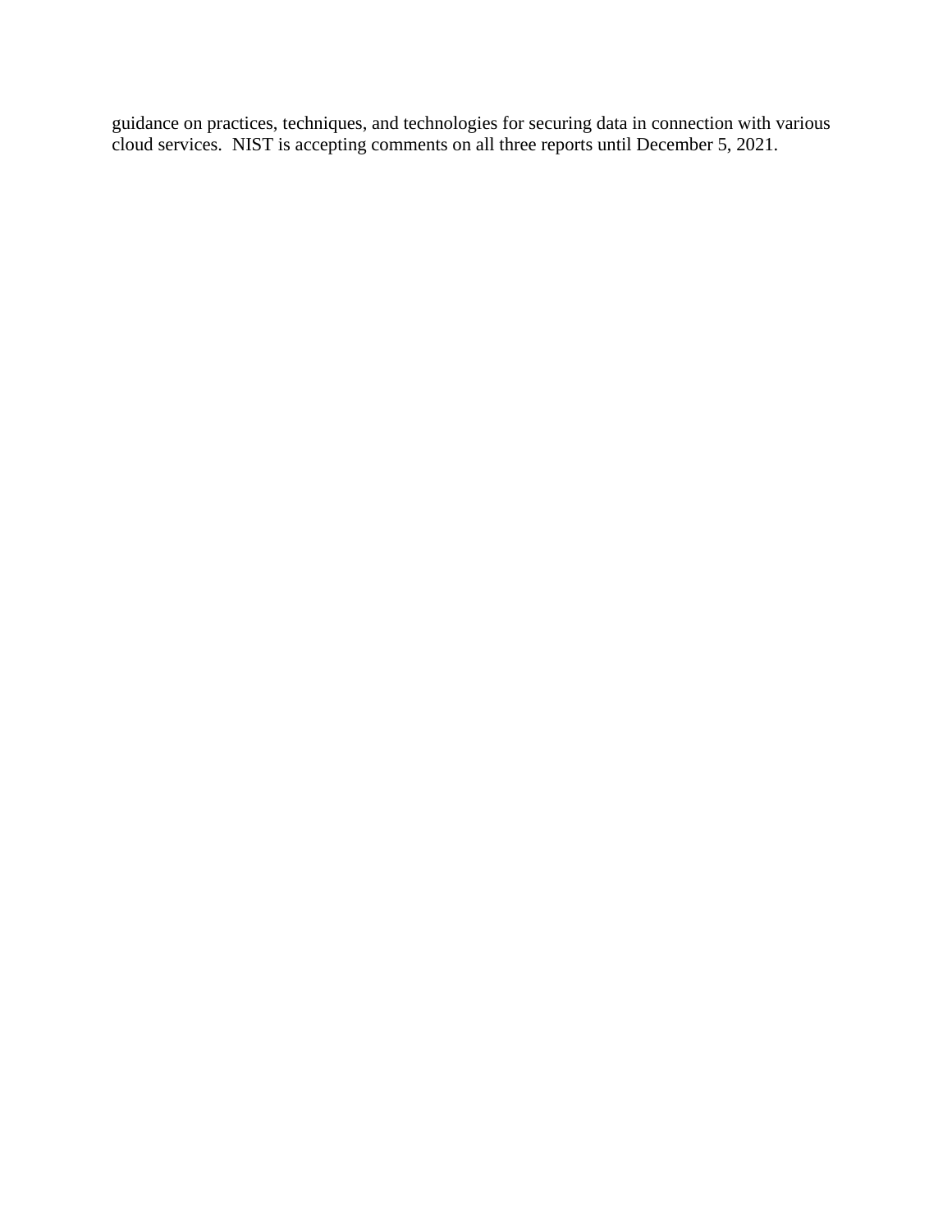guidance on practices, techniques, and technologies for securing data in connection with various cloud services.  NIST is accepting comments on all three reports until December 5, 2021.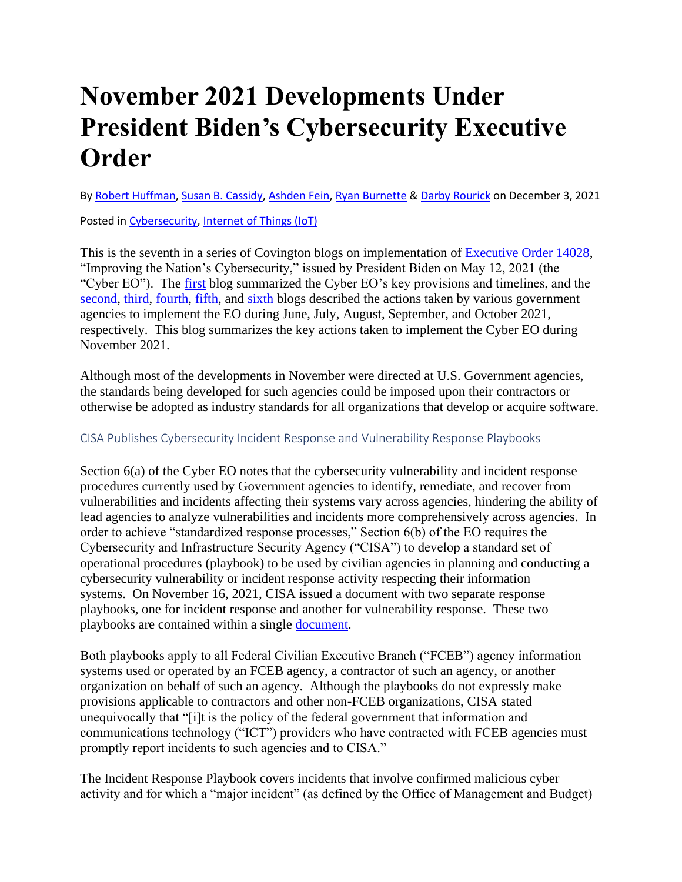# November 2021 Developments Under President Biden's Cybersecurity Executive Order

By Robert Huffman, Susan B. Cassidy, Ashden Fein, Ryan Burnette & Darby Rourick on December 3, 2021

Posted in Cybersecurity, Internet of Things (IoT)

This is the seventh in a series of Covington blogs on implementation of Executive Order 14028, "Improving the Nation's Cybersecurity," issued by President Biden on May 12, 2021 (the "Cyber EO"). The first blog summarized the Cyber EO's key provisions and timelines, and the second, third, fourth, fifth, and sixth blogs described the actions taken by various government agencies to implement the EO during June, July, August, September, and October 2021, respectively. This blog summarizes the key actions taken to implement the Cyber EO during November 2021.

Although most of the developments in November were directed at U.S. Government agencies, the standards being developed for such agencies could be imposed upon their contractors or otherwise be adopted as industry standards for all organizations that develop or acquire software.

## CISA Publishes Cybersecurity Incident Response and Vulnerability Response Playbooks

Section 6(a) of the Cyber EO notes that the cybersecurity vulnerability and incident response procedures currently used by Government agencies to identify, remediate, and recover from vulnerabilities and incidents affecting their systems vary across agencies, hindering the ability of lead agencies to analyze vulnerabilities and incidents more comprehensively across agencies. In order to achieve "standardized response processes," Section 6(b) of the EO requires the Cybersecurity and Infrastructure Security Agency ("CISA") to develop a standard set of operational procedures (playbook) to be used by civilian agencies in planning and conducting a cybersecurity vulnerability or incident response activity respecting their information systems. On November 16, 2021, CISA issued a document with two separate response playbooks, one for incident response and another for vulnerability response. These two playbooks are contained within a single document.

Both playbooks apply to all Federal Civilian Executive Branch ("FCEB") agency information systems used or operated by an FCEB agency, a contractor of such an agency, or another organization on behalf of such an agency. Although the playbooks do not expressly make provisions applicable to contractors and other non-FCEB organizations, CISA stated unequivocally that "[i]t is the policy of the federal government that information and communications technology ("ICT") providers who have contracted with FCEB agencies must promptly report incidents to such agencies and to CISA."

The Incident Response Playbook covers incidents that involve confirmed malicious cyber activity and for which a "major incident" (as defined by the Office of Management and Budget)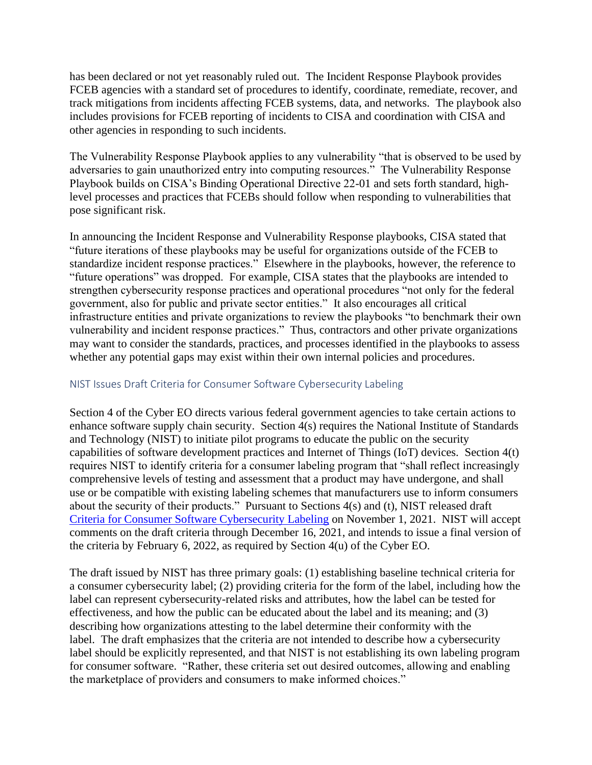has been declared or not yet reasonably ruled out. The Incident Response Playbook provides FCEB agencies with a standard set of procedures to identify, coordinate, remediate, recover, and track mitigations from incidents affecting FCEB systems, data, and networks. The playbook also includes provisions for FCEB reporting of incidents to CISA and coordination with CISA and other agencies in responding to such incidents.

The Vulnerability Response Playbook applies to any vulnerability "that is observed to be used by adversaries to gain unauthorized entry into computing resources." The Vulnerability Response Playbook builds on CISA's Binding Operational Directive 22-01 and sets forth standard, high-level processes and practices that FCEBs should follow when responding to vulnerabilities that pose significant risk.

In announcing the Incident Response and Vulnerability Response playbooks, CISA stated that "future iterations of these playbooks may be useful for organizations outside of the FCEB to standardize incident response practices." Elsewhere in the playbooks, however, the reference to "future operations" was dropped. For example, CISA states that the playbooks are intended to strengthen cybersecurity response practices and operational procedures "not only for the federal government, also for public and private sector entities." It also encourages all critical infrastructure entities and private organizations to review the playbooks "to benchmark their own vulnerability and incident response practices." Thus, contractors and other private organizations may want to consider the standards, practices, and processes identified in the playbooks to assess whether any potential gaps may exist within their own internal policies and procedures.

### NIST Issues Draft Criteria for Consumer Software Cybersecurity Labeling

Section 4 of the Cyber EO directs various federal government agencies to take certain actions to enhance software supply chain security. Section 4(s) requires the National Institute of Standards and Technology (NIST) to initiate pilot programs to educate the public on the security capabilities of software development practices and Internet of Things (IoT) devices. Section 4(t) requires NIST to identify criteria for a consumer labeling program that "shall reflect increasingly comprehensive levels of testing and assessment that a product may have undergone, and shall use or be compatible with existing labeling schemes that manufacturers use to inform consumers about the security of their products." Pursuant to Sections 4(s) and (t), NIST released draft Criteria for Consumer Software Cybersecurity Labeling on November 1, 2021. NIST will accept comments on the draft criteria through December 16, 2021, and intends to issue a final version of the criteria by February 6, 2022, as required by Section 4(u) of the Cyber EO.

The draft issued by NIST has three primary goals: (1) establishing baseline technical criteria for a consumer cybersecurity label; (2) providing criteria for the form of the label, including how the label can represent cybersecurity-related risks and attributes, how the label can be tested for effectiveness, and how the public can be educated about the label and its meaning; and (3) describing how organizations attesting to the label determine their conformity with the label. The draft emphasizes that the criteria are not intended to describe how a cybersecurity label should be explicitly represented, and that NIST is not establishing its own labeling program for consumer software. "Rather, these criteria set out desired outcomes, allowing and enabling the marketplace of providers and consumers to make informed choices."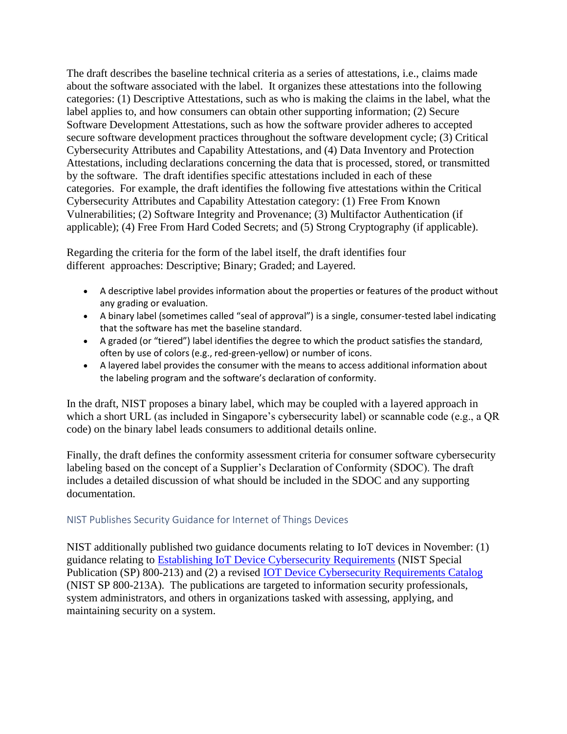The draft describes the baseline technical criteria as a series of attestations, i.e., claims made about the software associated with the label. It organizes these attestations into the following categories: (1) Descriptive Attestations, such as who is making the claims in the label, what the label applies to, and how consumers can obtain other supporting information; (2) Secure Software Development Attestations, such as how the software provider adheres to accepted secure software development practices throughout the software development cycle; (3) Critical Cybersecurity Attributes and Capability Attestations, and (4) Data Inventory and Protection Attestations, including declarations concerning the data that is processed, stored, or transmitted by the software. The draft identifies specific attestations included in each of these categories. For example, the draft identifies the following five attestations within the Critical Cybersecurity Attributes and Capability Attestation category: (1) Free From Known Vulnerabilities; (2) Software Integrity and Provenance; (3) Multifactor Authentication (if applicable); (4) Free From Hard Coded Secrets; and (5) Strong Cryptography (if applicable).

Regarding the criteria for the form of the label itself, the draft identifies four different approaches: Descriptive; Binary; Graded; and Layered.

- A descriptive label provides information about the properties or features of the product without any grading or evaluation.
- A binary label (sometimes called "seal of approval") is a single, consumer-tested label indicating that the software has met the baseline standard.
- A graded (or "tiered") label identifies the degree to which the product satisfies the standard, often by use of colors (e.g., red-green-yellow) or number of icons.
- A layered label provides the consumer with the means to access additional information about the labeling program and the software's declaration of conformity.

In the draft, NIST proposes a binary label, which may be coupled with a layered approach in which a short URL (as included in Singapore's cybersecurity label) or scannable code (e.g., a QR code) on the binary label leads consumers to additional details online.

Finally, the draft defines the conformity assessment criteria for consumer software cybersecurity labeling based on the concept of a Supplier's Declaration of Conformity (SDOC). The draft includes a detailed discussion of what should be included in the SDOC and any supporting documentation.

### NIST Publishes Security Guidance for Internet of Things Devices

NIST additionally published two guidance documents relating to IoT devices in November: (1) guidance relating to Establishing IoT Device Cybersecurity Requirements (NIST Special Publication (SP) 800-213) and (2) a revised IOT Device Cybersecurity Requirements Catalog (NIST SP 800-213A). The publications are targeted to information security professionals, system administrators, and others in organizations tasked with assessing, applying, and maintaining security on a system.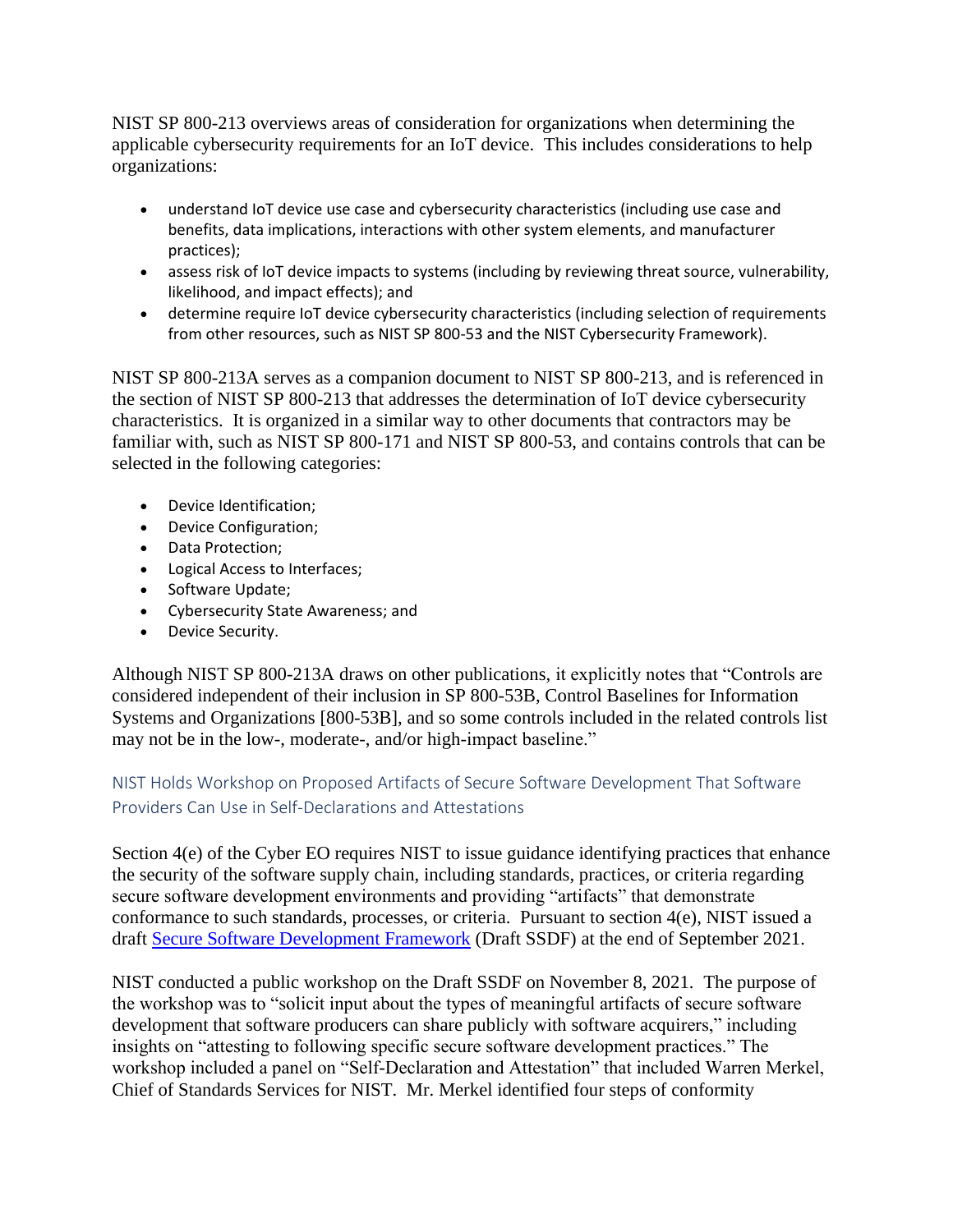NIST SP 800-213 overviews areas of consideration for organizations when determining the applicable cybersecurity requirements for an IoT device. This includes considerations to help organizations:

- understand IoT device use case and cybersecurity characteristics (including use case and benefits, data implications, interactions with other system elements, and manufacturer practices);
- assess risk of IoT device impacts to systems (including by reviewing threat source, vulnerability, likelihood, and impact effects); and
- determine require IoT device cybersecurity characteristics (including selection of requirements from other resources, such as NIST SP 800-53 and the NIST Cybersecurity Framework).

NIST SP 800-213A serves as a companion document to NIST SP 800-213, and is referenced in the section of NIST SP 800-213 that addresses the determination of IoT device cybersecurity characteristics. It is organized in a similar way to other documents that contractors may be familiar with, such as NIST SP 800-171 and NIST SP 800-53, and contains controls that can be selected in the following categories:

- Device Identification;
- Device Configuration;
- Data Protection;
- Logical Access to Interfaces;
- Software Update;
- Cybersecurity State Awareness; and
- Device Security.

Although NIST SP 800-213A draws on other publications, it explicitly notes that "Controls are considered independent of their inclusion in SP 800-53B, Control Baselines for Information Systems and Organizations [800-53B], and so some controls included in the related controls list may not be in the low-, moderate-, and/or high-impact baseline."

### NIST Holds Workshop on Proposed Artifacts of Secure Software Development That Software Providers Can Use in Self-Declarations and Attestations

Section 4(e) of the Cyber EO requires NIST to issue guidance identifying practices that enhance the security of the software supply chain, including standards, practices, or criteria regarding secure software development environments and providing "artifacts" that demonstrate conformance to such standards, processes, or criteria. Pursuant to section 4(e), NIST issued a draft Secure Software Development Framework (Draft SSDF) at the end of September 2021.

NIST conducted a public workshop on the Draft SSDF on November 8, 2021. The purpose of the workshop was to "solicit input about the types of meaningful artifacts of secure software development that software producers can share publicly with software acquirers," including insights on "attesting to following specific secure software development practices." The workshop included a panel on "Self-Declaration and Attestation" that included Warren Merkel, Chief of Standards Services for NIST. Mr. Merkel identified four steps of conformity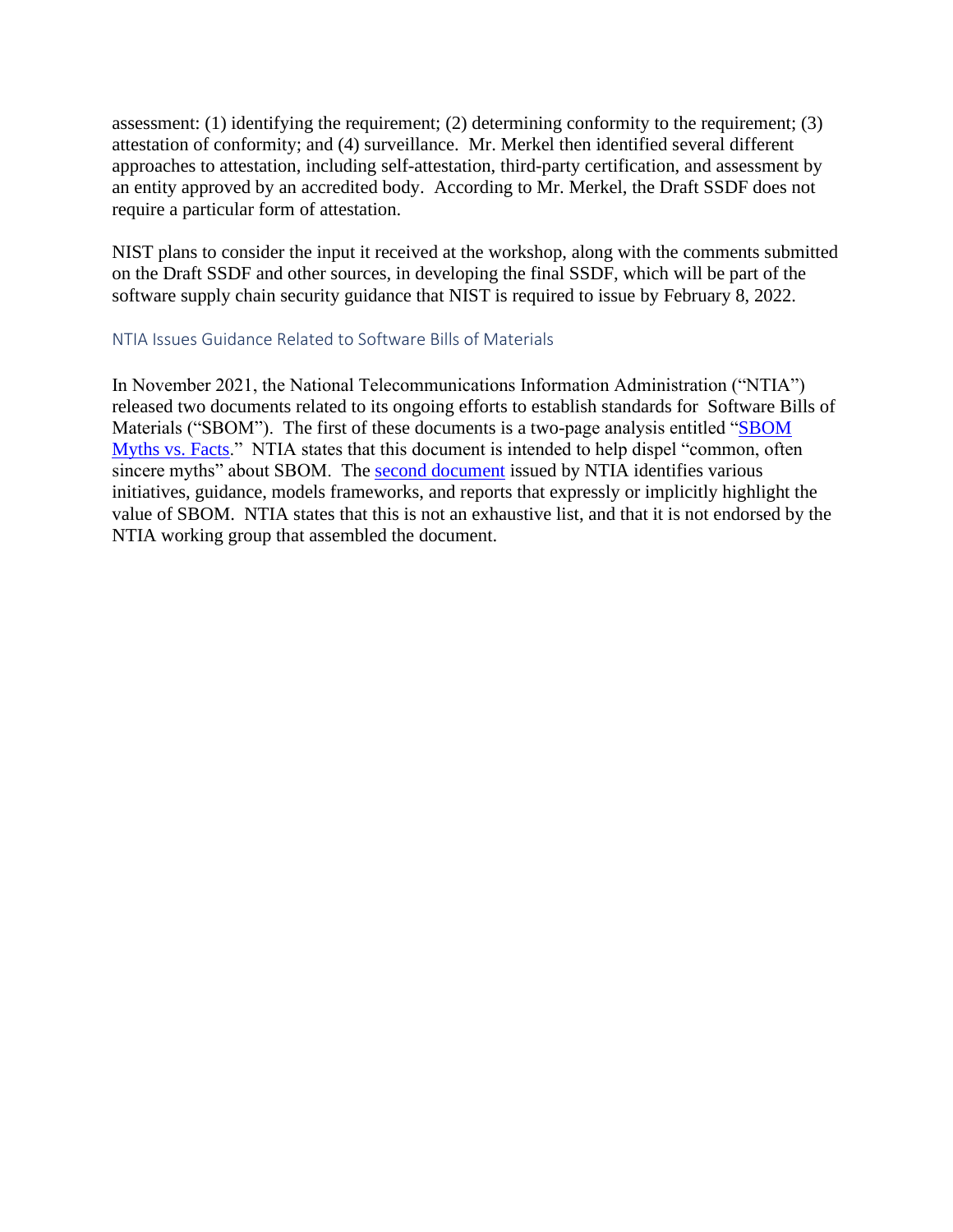assessment: (1) identifying the requirement; (2) determining conformity to the requirement; (3) attestation of conformity; and (4) surveillance. Mr. Merkel then identified several different approaches to attestation, including self-attestation, third-party certification, and assessment by an entity approved by an accredited body. According to Mr. Merkel, the Draft SSDF does not require a particular form of attestation.

NIST plans to consider the input it received at the workshop, along with the comments submitted on the Draft SSDF and other sources, in developing the final SSDF, which will be part of the software supply chain security guidance that NIST is required to issue by February 8, 2022.

### NTIA Issues Guidance Related to Software Bills of Materials

In November 2021, the National Telecommunications Information Administration ("NTIA") released two documents related to its ongoing efforts to establish standards for Software Bills of Materials ("SBOM"). The first of these documents is a two-page analysis entitled "SBOM Myths vs. Facts." NTIA states that this document is intended to help dispel "common, often sincere myths" about SBOM. The second document issued by NTIA identifies various initiatives, guidance, models frameworks, and reports that expressly or implicitly highlight the value of SBOM. NTIA states that this is not an exhaustive list, and that it is not endorsed by the NTIA working group that assembled the document.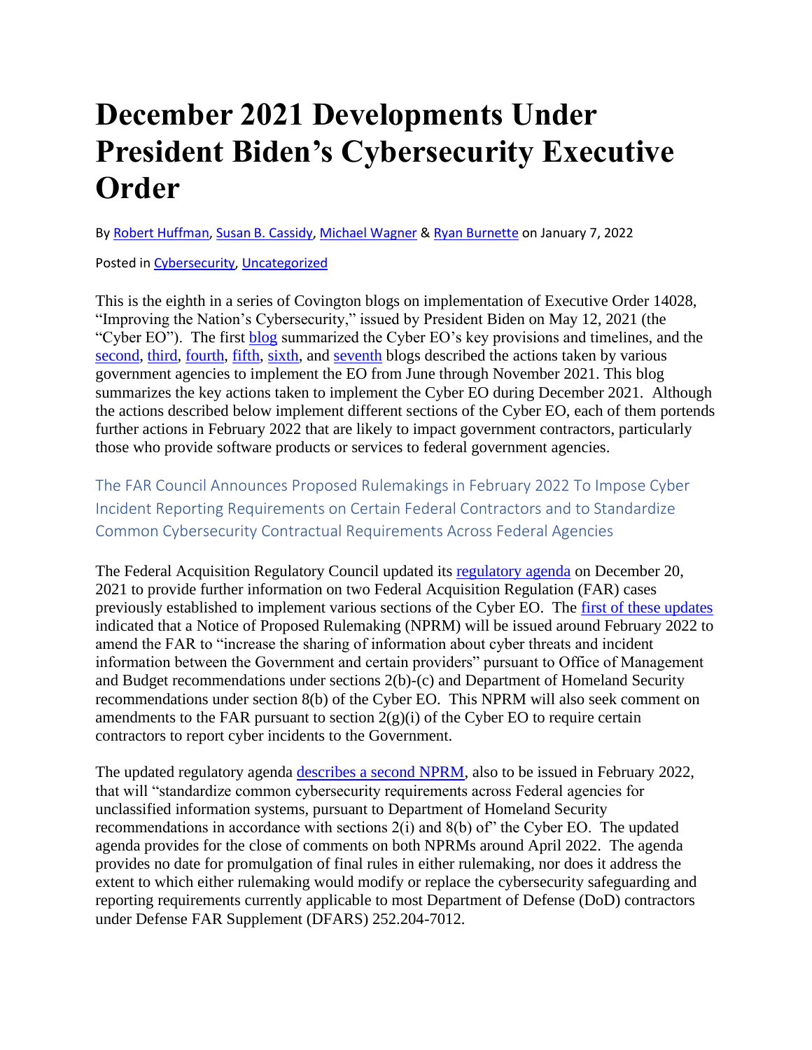# December 2021 Developments Under President Biden's Cybersecurity Executive Order

By [Robert Huffman](), [Susan B. Cassidy](), [Michael Wagner]() & [Ryan Burnette]() on January 7, 2022

Posted in [Cybersecurity](), [Uncategorized]()

This is the eighth in a series of Covington blogs on implementation of Executive Order 14028, "Improving the Nation's Cybersecurity," issued by President Biden on May 12, 2021 (the "Cyber EO"). The first [blog]() summarized the Cyber EO's key provisions and timelines, and the [second](), [third](), [fourth](), [fifth](), [sixth](), and [seventh]() blogs described the actions taken by various government agencies to implement the EO from June through November 2021. This blog summarizes the key actions taken to implement the Cyber EO during December 2021. Although the actions described below implement different sections of the Cyber EO, each of them portends further actions in February 2022 that are likely to impact government contractors, particularly those who provide software products or services to federal government agencies.

## The FAR Council Announces Proposed Rulemakings in February 2022 To Impose Cyber Incident Reporting Requirements on Certain Federal Contractors and to Standardize Common Cybersecurity Contractual Requirements Across Federal Agencies

The Federal Acquisition Regulatory Council updated its [regulatory agenda]() on December 20, 2021 to provide further information on two Federal Acquisition Regulation (FAR) cases previously established to implement various sections of the Cyber EO. The [first of these updates]() indicated that a Notice of Proposed Rulemaking (NPRM) will be issued around February 2022 to amend the FAR to "increase the sharing of information about cyber threats and incident information between the Government and certain providers" pursuant to Office of Management and Budget recommendations under sections 2(b)-(c) and Department of Homeland Security recommendations under section 8(b) of the Cyber EO. This NPRM will also seek comment on amendments to the FAR pursuant to section 2(g)(i) of the Cyber EO to require certain contractors to report cyber incidents to the Government.

The updated regulatory agenda [describes a second NPRM](), also to be issued in February 2022, that will "standardize common cybersecurity requirements across Federal agencies for unclassified information systems, pursuant to Department of Homeland Security recommendations in accordance with sections 2(i) and 8(b) of" the Cyber EO. The updated agenda provides for the close of comments on both NPRMs around April 2022. The agenda provides no date for promulgation of final rules in either rulemaking, nor does it address the extent to which either rulemaking would modify or replace the cybersecurity safeguarding and reporting requirements currently applicable to most Department of Defense (DoD) contractors under Defense FAR Supplement (DFARS) 252.204-7012.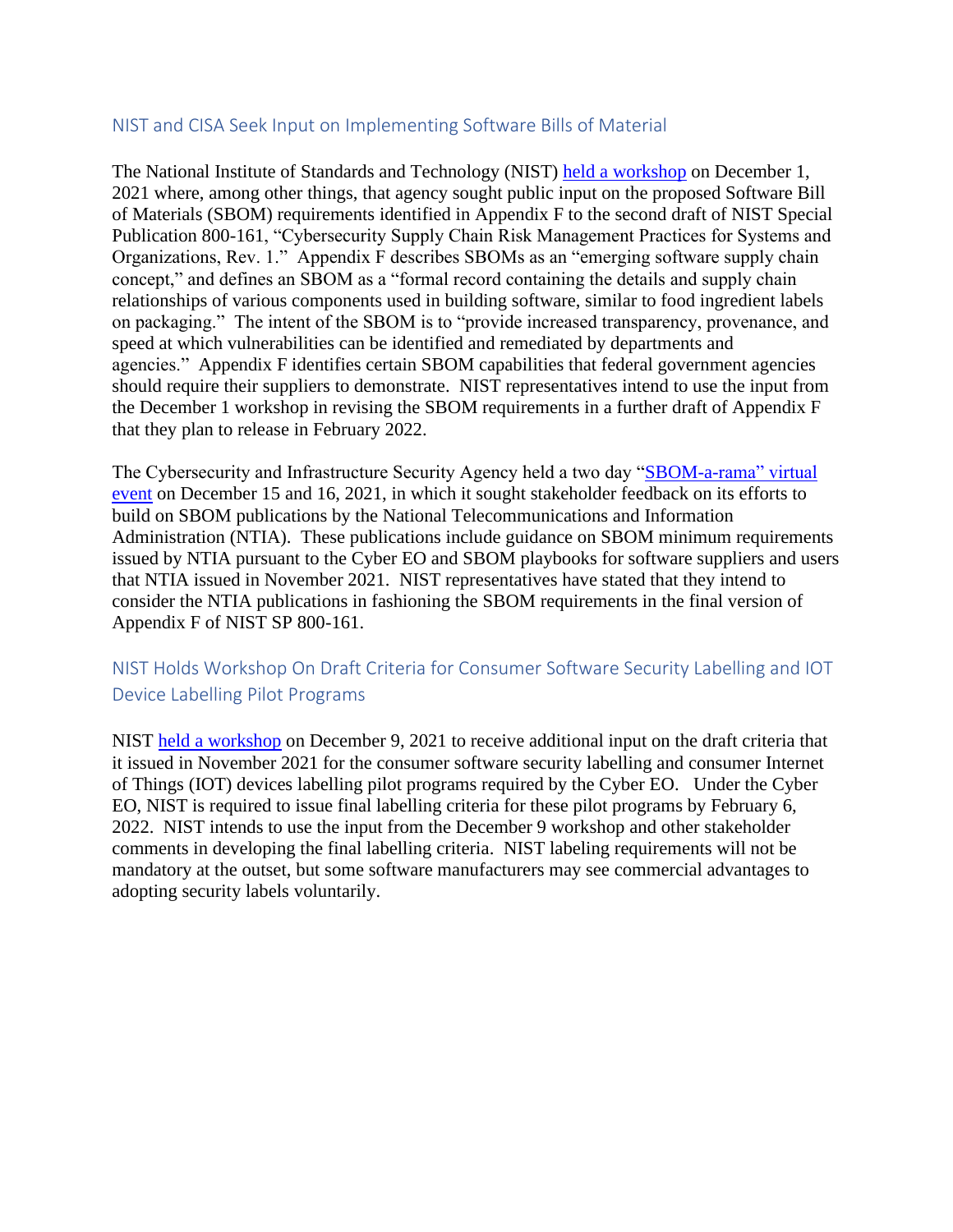## NIST and CISA Seek Input on Implementing Software Bills of Material

The National Institute of Standards and Technology (NIST) [held a workshop](#) on December 1, 2021 where, among other things, that agency sought public input on the proposed Software Bill of Materials (SBOM) requirements identified in Appendix F to the second draft of NIST Special Publication 800-161, "Cybersecurity Supply Chain Risk Management Practices for Systems and Organizations, Rev. 1." Appendix F describes SBOMs as an "emerging software supply chain concept," and defines an SBOM as a "formal record containing the details and supply chain relationships of various components used in building software, similar to food ingredient labels on packaging." The intent of the SBOM is to "provide increased transparency, provenance, and speed at which vulnerabilities can be identified and remediated by departments and agencies." Appendix F identifies certain SBOM capabilities that federal government agencies should require their suppliers to demonstrate. NIST representatives intend to use the input from the December 1 workshop in revising the SBOM requirements in a further draft of Appendix F that they plan to release in February 2022.

The Cybersecurity and Infrastructure Security Agency held a two day "[SBOM-a-rama" virtual event](#) on December 15 and 16, 2021, in which it sought stakeholder feedback on its efforts to build on SBOM publications by the National Telecommunications and Information Administration (NTIA). These publications include guidance on SBOM minimum requirements issued by NTIA pursuant to the Cyber EO and SBOM playbooks for software suppliers and users that NTIA issued in November 2021. NIST representatives have stated that they intend to consider the NTIA publications in fashioning the SBOM requirements in the final version of Appendix F of NIST SP 800-161.

## NIST Holds Workshop On Draft Criteria for Consumer Software Security Labelling and IOT Device Labelling Pilot Programs

NIST [held a workshop](#) on December 9, 2021 to receive additional input on the draft criteria that it issued in November 2021 for the consumer software security labelling and consumer Internet of Things (IOT) devices labelling pilot programs required by the Cyber EO. Under the Cyber EO, NIST is required to issue final labelling criteria for these pilot programs by February 6, 2022. NIST intends to use the input from the December 9 workshop and other stakeholder comments in developing the final labelling criteria. NIST labeling requirements will not be mandatory at the outset, but some software manufacturers may see commercial advantages to adopting security labels voluntarily.